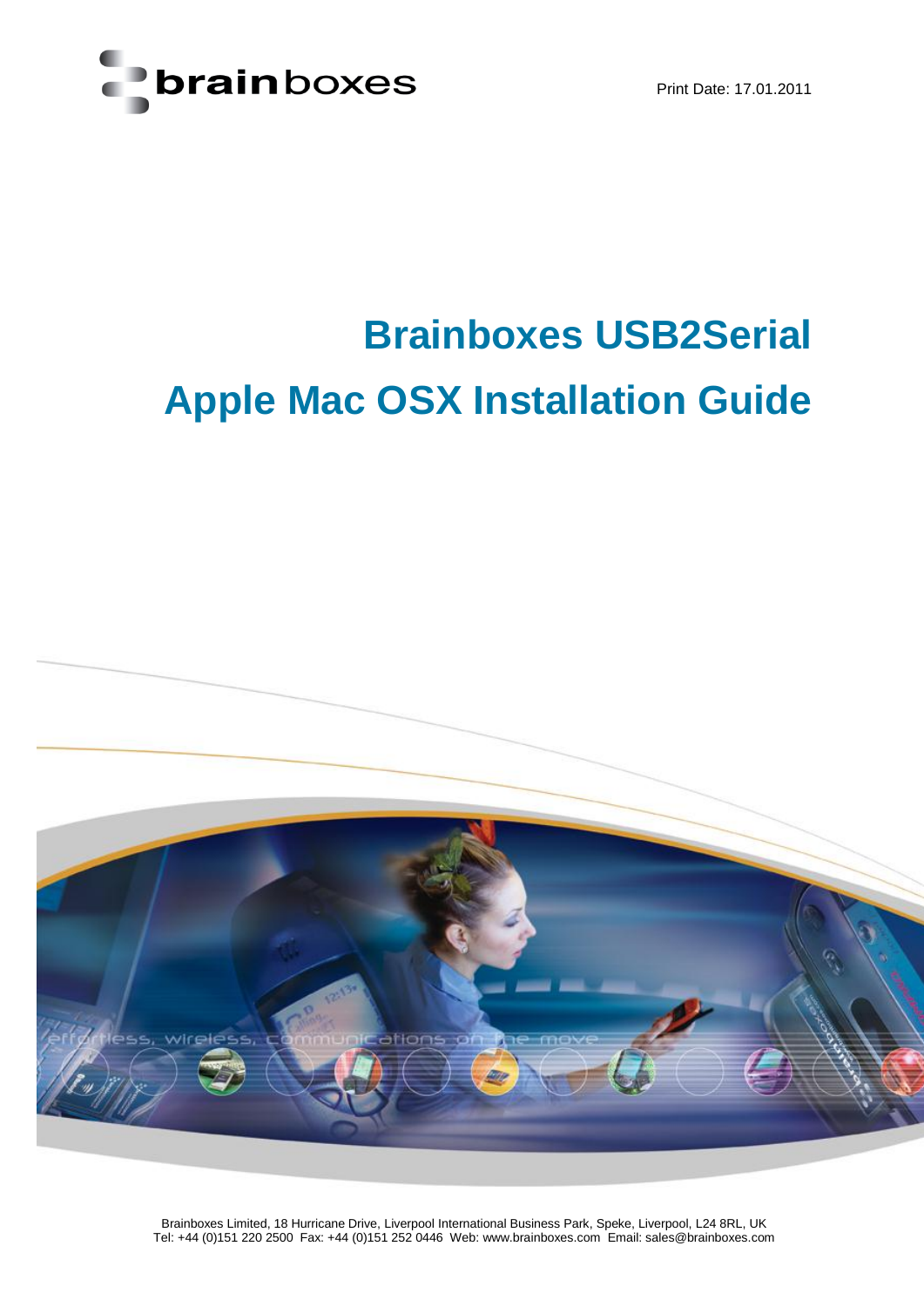Print Date: 17.01.2011

# Brainboxes USB2Serial

# Apple Mac OSX Installation Guide

Brainboxes Limited, 18 Hurricane Drive, Liverpool International Business Park, Speke, Liverpool, L24 8RL, UK
Tel: +44 (0)151 220 2500 Fax: +44 (0)151 252 0446 Web: www.brainboxes.com Email: sales@brainboxes.com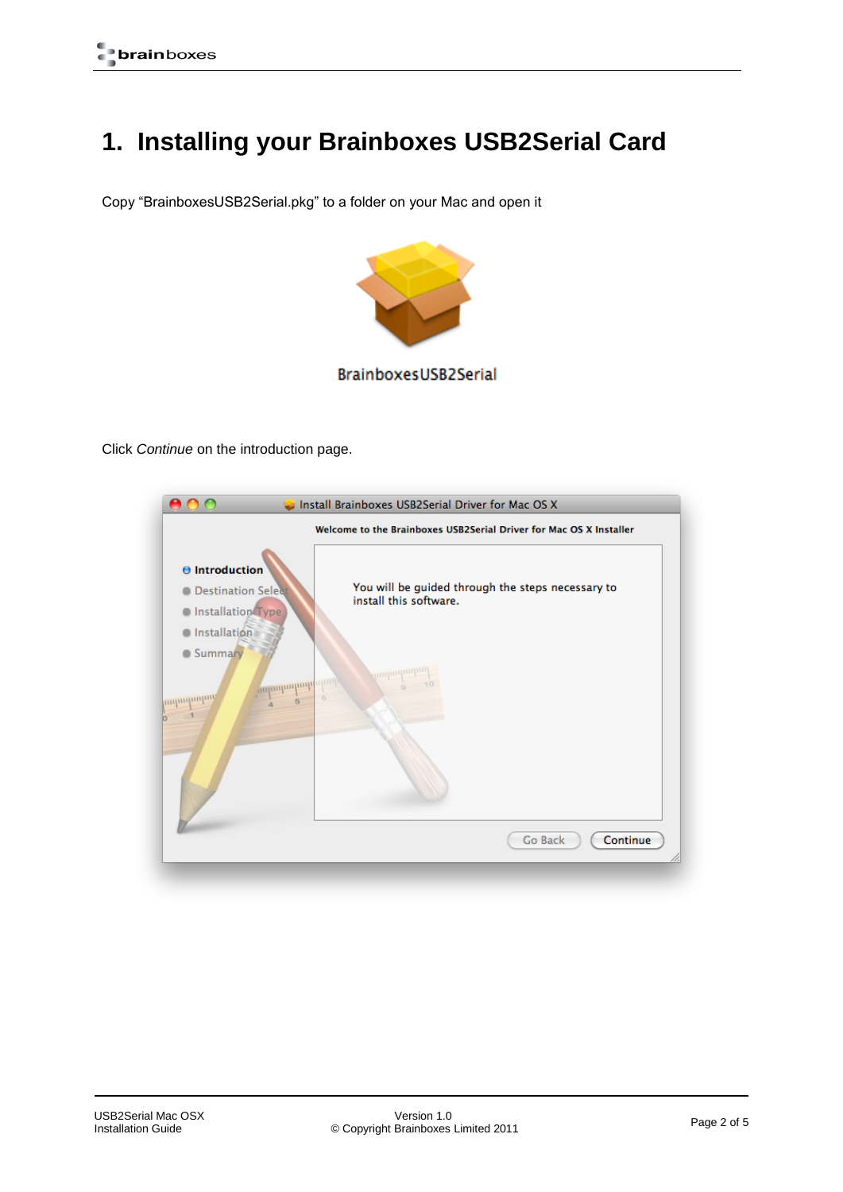# 1. Installing your Brainboxes USB2Serial Card

Copy “BrainboxesUSB2Serial.pkg” to a folder on your Mac and open it

Click *Continue* on the introduction page.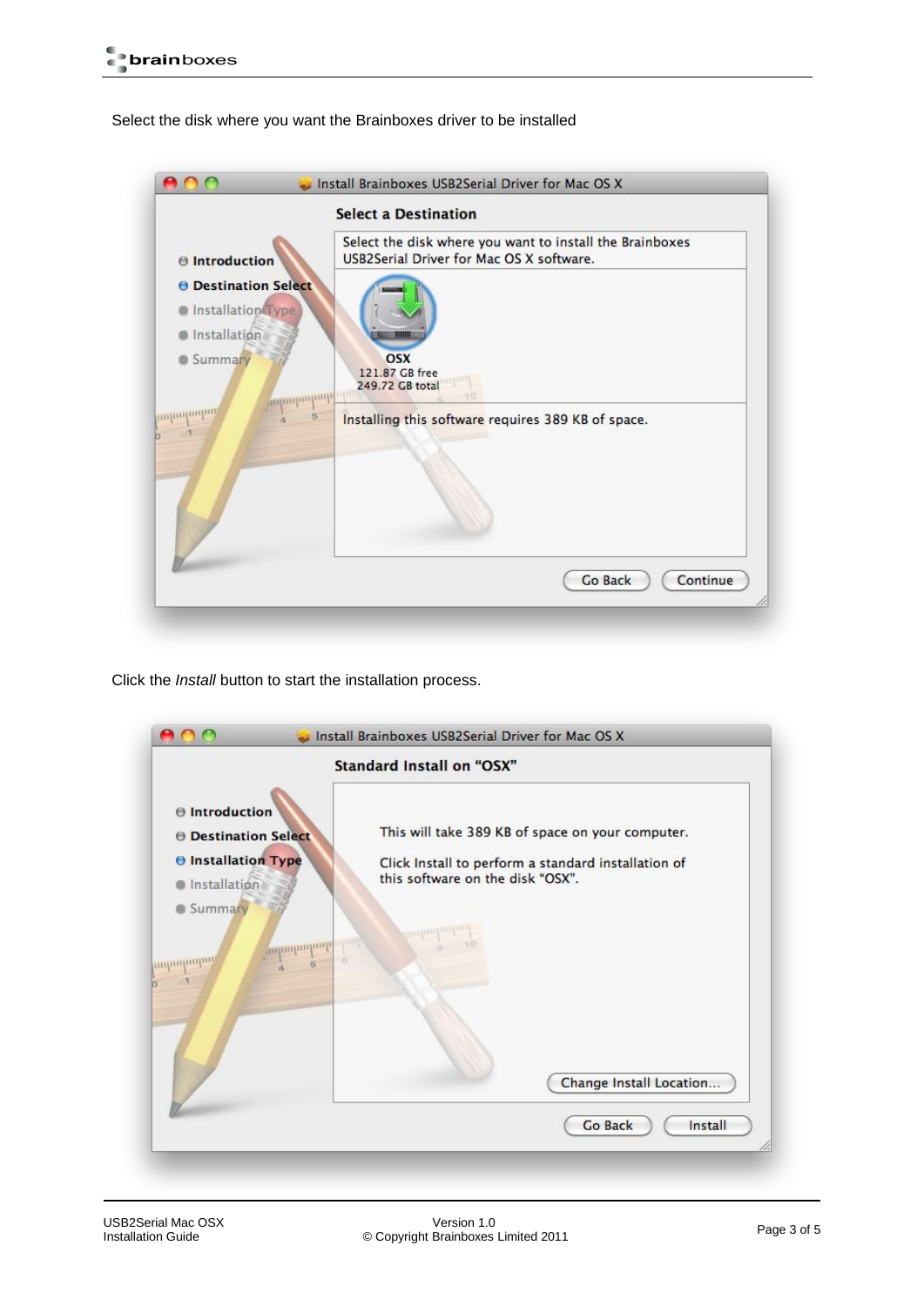Select the disk where you want the Brainboxes driver to be installed

Click the *Install* button to start the installation process.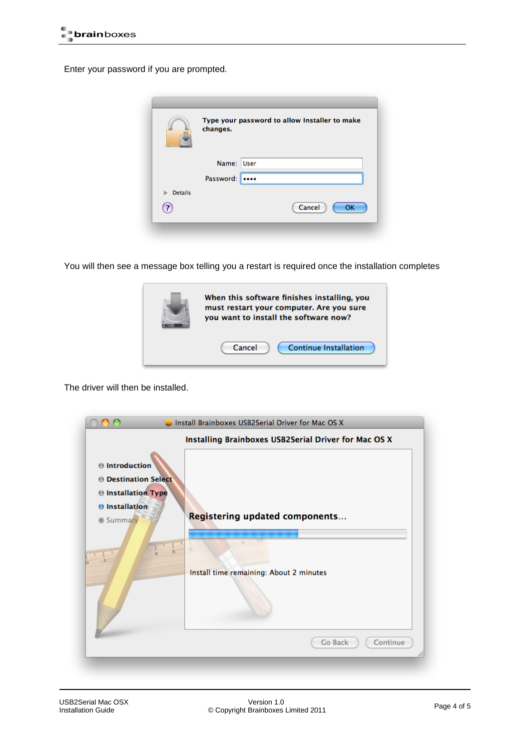Enter your password if you are prompted.

You will then see a message box telling you a restart is required once the installation completes

The driver will then be installed.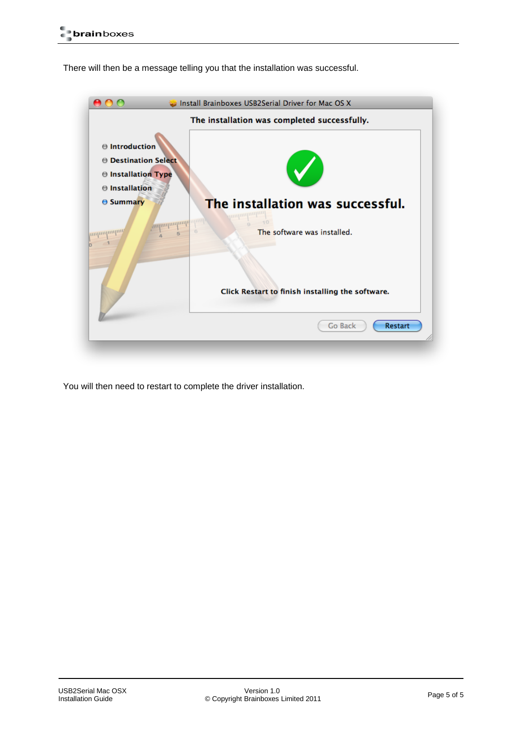There will then be a message telling you that the installation was successful.

You will then need to restart to complete the driver installation.